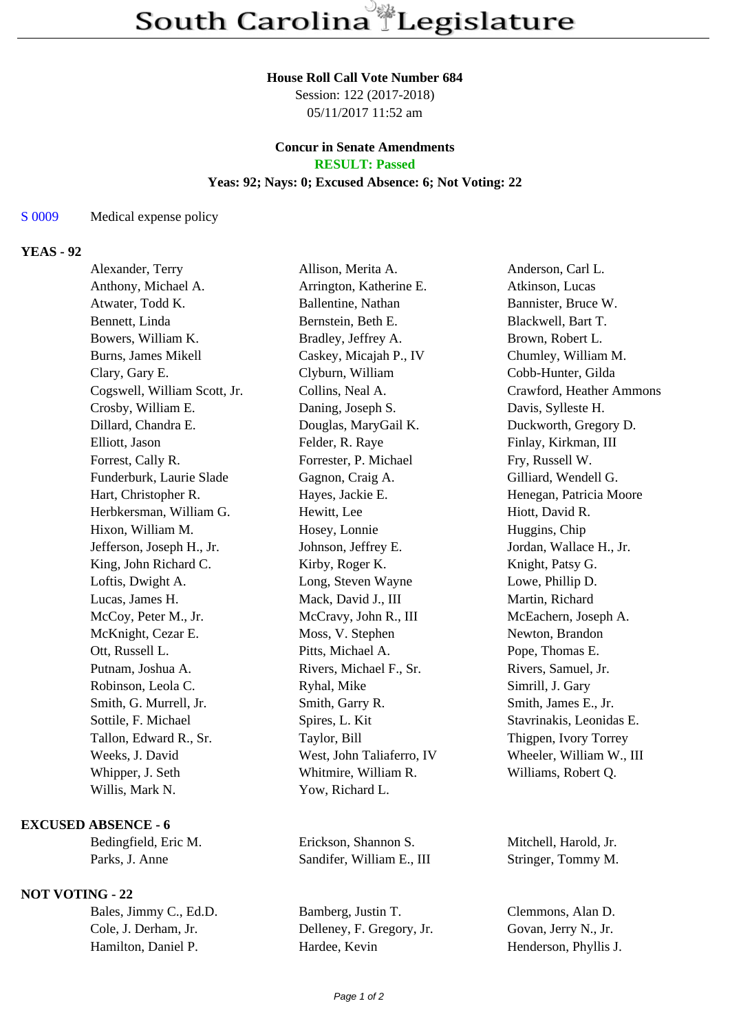# South Carolina Legislature

**House Roll Call Vote Number 684**
Session: 122 (2017-2018)
05/11/2017 11:52 am

**Concur in Senate Amendments**
**RESULT: Passed**
**Yeas: 92; Nays: 0; Excused Absence: 6; Not Voting: 22**

S 0009 Medical expense policy

## YEAS - 92

| | | |
|---|---|---|
| Alexander, Terry | Allison, Merita A. | Anderson, Carl L. |
| Anthony, Michael A. | Arrington, Katherine E. | Atkinson, Lucas |
| Atwater, Todd K. | Ballentine, Nathan | Bannister, Bruce W. |
| Bennett, Linda | Bernstein, Beth E. | Blackwell, Bart T. |
| Bowers, William K. | Bradley, Jeffrey A. | Brown, Robert L. |
| Burns, James Mikell | Caskey, Micajah P., IV | Chumley, William M. |
| Clary, Gary E. | Clyburn, William | Cobb-Hunter, Gilda |
| Cogswell, William Scott, Jr. | Collins, Neal A. | Crawford, Heather Ammons |
| Crosby, William E. | Daning, Joseph S. | Davis, Sylleste H. |
| Dillard, Chandra E. | Douglas, MaryGail K. | Duckworth, Gregory D. |
| Elliott, Jason | Felder, R. Raye | Finlay, Kirkman, III |
| Forrest, Cally R. | Forrester, P. Michael | Fry, Russell W. |
| Funderburk, Laurie Slade | Gagnon, Craig A. | Gilliard, Wendell G. |
| Hart, Christopher R. | Hayes, Jackie E. | Henegan, Patricia Moore |
| Herbkersman, William G. | Hewitt, Lee | Hiott, David R. |
| Hixon, William M. | Hosey, Lonnie | Huggins, Chip |
| Jefferson, Joseph H., Jr. | Johnson, Jeffrey E. | Jordan, Wallace H., Jr. |
| King, John Richard C. | Kirby, Roger K. | Knight, Patsy G. |
| Loftis, Dwight A. | Long, Steven Wayne | Lowe, Phillip D. |
| Lucas, James H. | Mack, David J., III | Martin, Richard |
| McCoy, Peter M., Jr. | McCravy, John R., III | McEachern, Joseph A. |
| McKnight, Cezar E. | Moss, V. Stephen | Newton, Brandon |
| Ott, Russell L. | Pitts, Michael A. | Pope, Thomas E. |
| Putnam, Joshua A. | Rivers, Michael F., Sr. | Rivers, Samuel, Jr. |
| Robinson, Leola C. | Ryhal, Mike | Simrill, J. Gary |
| Smith, G. Murrell, Jr. | Smith, Garry R. | Smith, James E., Jr. |
| Sottile, F. Michael | Spires, L. Kit | Stavrinakis, Leonidas E. |
| Tallon, Edward R., Sr. | Taylor, Bill | Thigpen, Ivory Torrey |
| Weeks, J. David | West, John Taliaferro, IV | Wheeler, William W., III |
| Whipper, J. Seth | Whitmire, William R. | Williams, Robert Q. |
| Willis, Mark N. | Yow, Richard L. | |

## EXCUSED ABSENCE - 6

| | | |
|---|---|---|
| Bedingfield, Eric M. | Erickson, Shannon S. | Mitchell, Harold, Jr. |
| Parks, J. Anne | Sandifer, William E., III | Stringer, Tommy M. |

## NOT VOTING - 22

| | | |
|---|---|---|
| Bales, Jimmy C., Ed.D. | Bamberg, Justin T. | Clemmons, Alan D. |
| Cole, J. Derham, Jr. | Delleney, F. Gregory, Jr. | Govan, Jerry N., Jr. |
| Hamilton, Daniel P. | Hardee, Kevin | Henderson, Phyllis J. |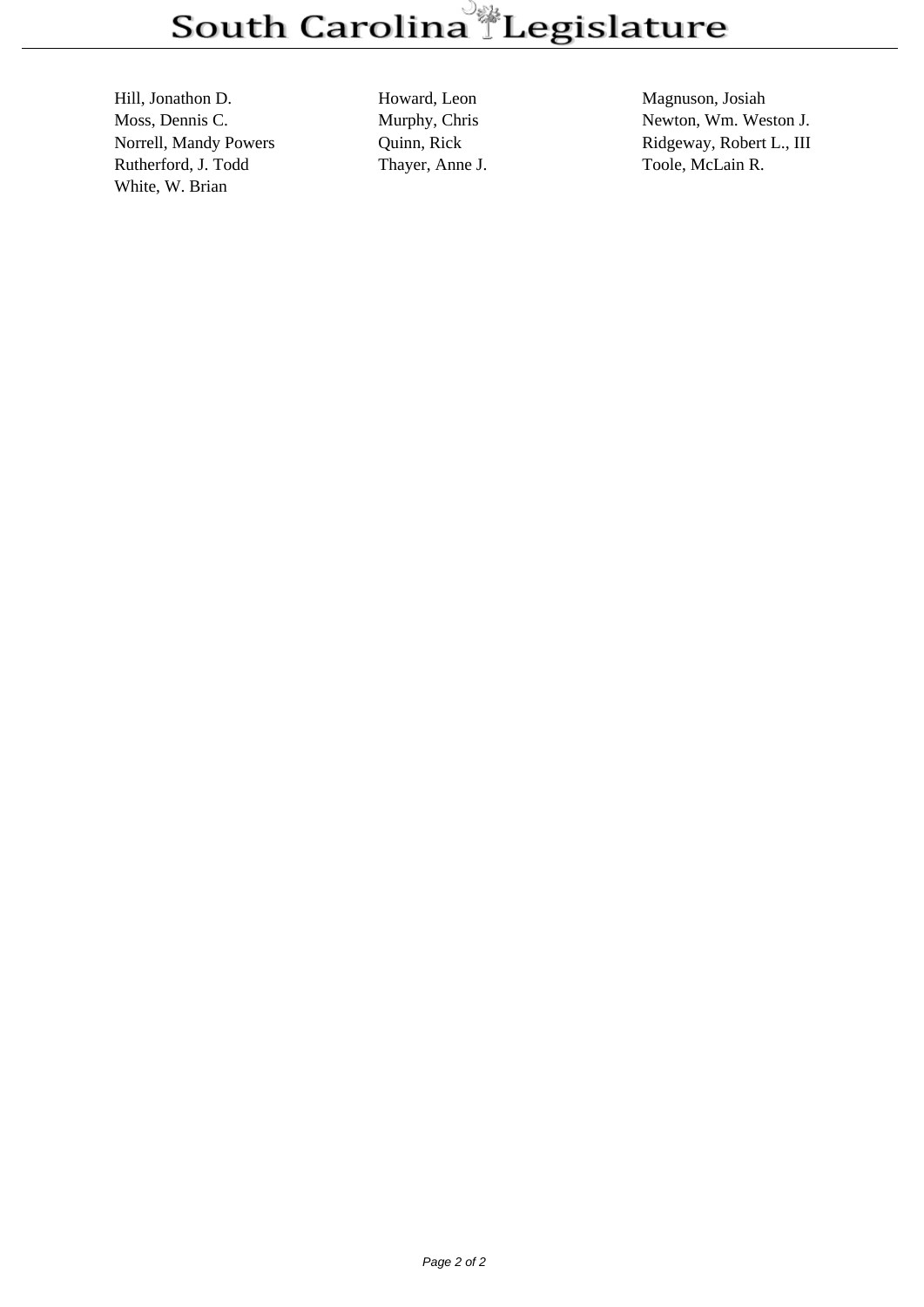Hill, Jonathon D.
Howard, Leon
Magnuson, Josiah
Moss, Dennis C.
Murphy, Chris
Newton, Wm. Weston J.
Norrell, Mandy Powers
Quinn, Rick
Ridgeway, Robert L., III
Rutherford, J. Todd
Thayer, Anne J.
Toole, McLain R.
White, W. Brian